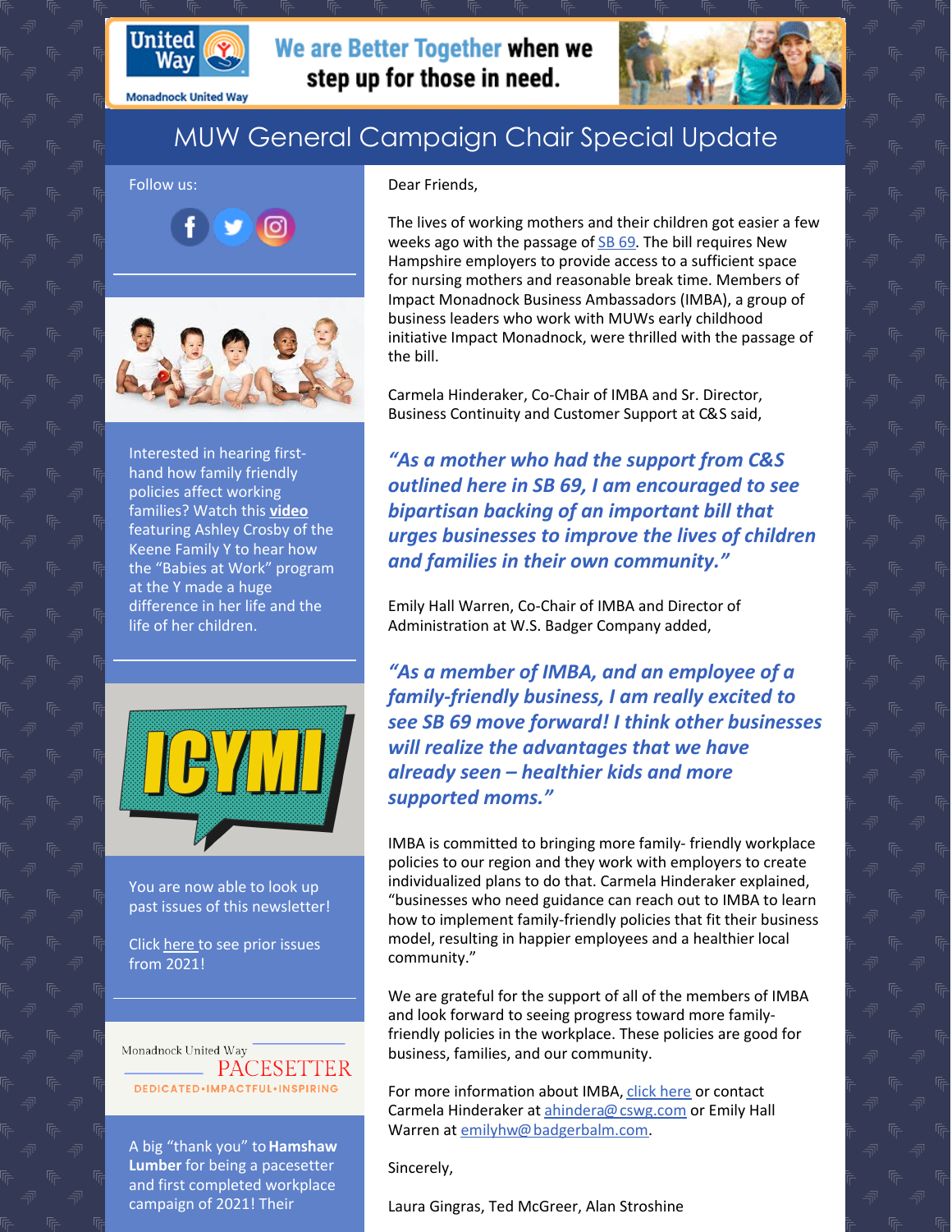We are Better Together when we step up for those in need.

# MUW General Campaign Chair Special Update

Dear Friends,

The lives of working mothers and their children got easier a few weeks ago with the passage of SB 69. The bill requires New Hampshire employers to provide access to a sufficient space for nursing mothers and reasonable break time. Members of Impact Monadnock Business Ambassadors (IMBA), a group of business leaders who work with MUWs early childhood initiative Impact Monadnock, were thrilled with the passage of the bill.

Carmela Hinderaker, Co-Chair of IMBA and Sr. Director, Business Continuity and Customer Support at C&S said,

***"As a mother who had the support from C&S outlined here in SB 69, I am encouraged to see bipartisan backing of an important bill that urges businesses to improve the lives of children and families in their own community."***

Emily Hall Warren, Co-Chair of IMBA and Director of Administration at W.S. Badger Company added,

***"As a member of IMBA, and an employee of a family-friendly business, I am really excited to see SB 69 move forward! I think other businesses will realize the advantages that we have already seen – healthier kids and more supported moms."***

IMBA is committed to bringing more family- friendly workplace policies to our region and they work with employers to create individualized plans to do that. Carmela Hinderaker explained, "businesses who need guidance can reach out to IMBA to learn how to implement family-friendly policies that fit their business model, resulting in happier employees and a healthier local community."

We are grateful for the support of all of the members of IMBA and look forward to seeing progress toward more family-friendly policies in the workplace. These policies are good for business, families, and our community.

For more information about IMBA, click here or contact Carmela Hinderaker at ahindera@cswg.com or Emily Hall Warren at emilyhw@badgerbalm.com.

Sincerely,

Laura Gingras, Ted McGreer, Alan Stroshine

---

Follow us:

Interested in hearing first-hand how family friendly policies affect working families? Watch this **video** featuring Ashley Crosby of the Keene Family Y to hear how the "Babies at Work" program at the Y made a huge difference in her life and the life of her children.

ICYMI

You are now able to look up past issues of this newsletter!

Click here to see prior issues from 2021!

Monadnock United Way PACESETTER

DEDICATED•IMPACTFUL•INSPIRING

A big "thank you" to **Hamshaw Lumber** for being a pacesetter and first completed workplace campaign of 2021! Their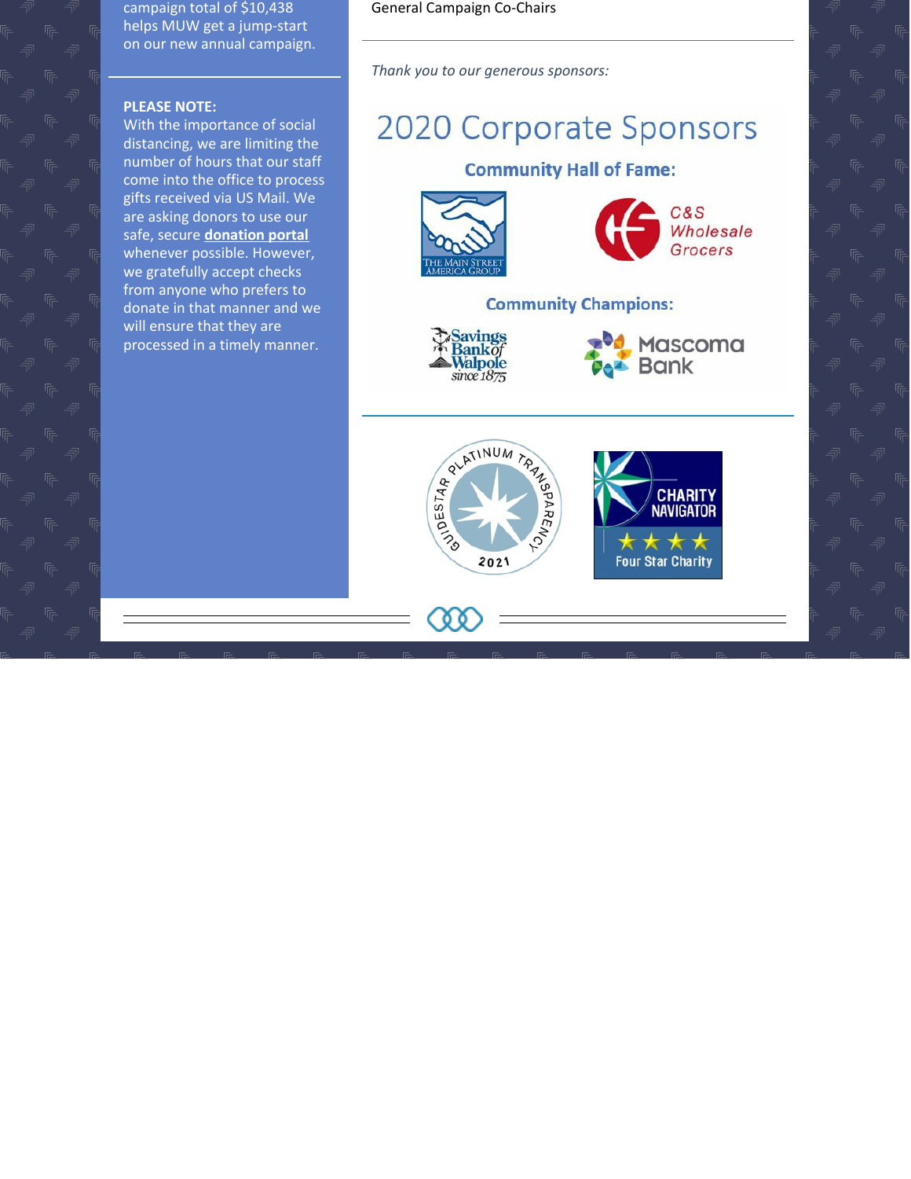campaign total of $10,438 helps MUW get a jump-start on our new annual campaign.

**PLEASE NOTE:**
With the importance of social distancing, we are limiting the number of hours that our staff come into the office to process gifts received via US Mail. We are asking donors to use our safe, secure **donation portal** whenever possible. However, we gratefully accept checks from anyone who prefers to donate in that manner and we will ensure that they are processed in a timely manner.

General Campaign Co-Chairs

*Thank you to our generous sponsors:*

# 2020 Corporate Sponsors

**Community Hall of Fame:**

The Main Street America Group

C&S Wholesale Grocers

**Community Champions:**

Savings Bank of Walpole since 1875

Mascoma Bank

GuideStar Platinum Transparency 2021

Charity Navigator Four Star Charity